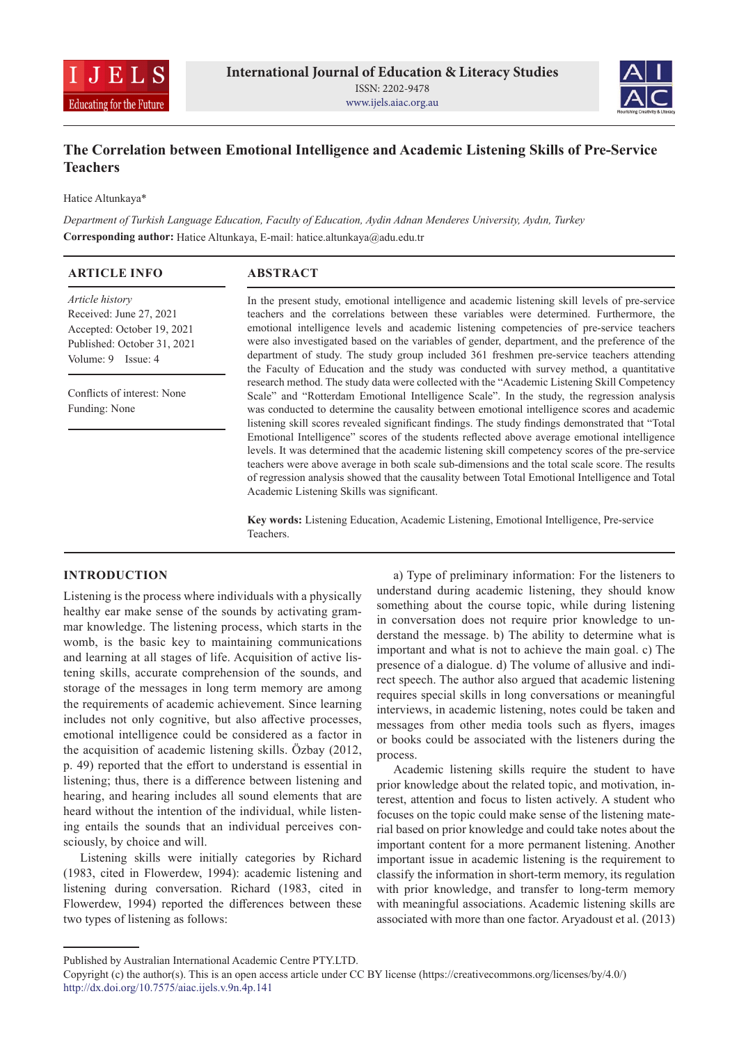# The Correlation between Emotional Intelligence and Academic Listening Skills of Pre-Service Teachers

Hatice Altunkaya*

*Department of Turkish Language Education, Faculty of Education, Aydin Adnan Menderes University, Aydın, Turkey*

**Corresponding author:** Hatice Altunkaya, E-mail: hatice.altunkaya@adu.edu.tr

## ARTICLE INFO

*Article history*
Received: June 27, 2021
Accepted: October 19, 2021
Published: October 31, 2021
Volume: 9 Issue: 4

Conflicts of interest: None
Funding: None

## ABSTRACT

In the present study, emotional intelligence and academic listening skill levels of pre-service teachers and the correlations between these variables were determined. Furthermore, the emotional intelligence levels and academic listening competencies of pre-service teachers were also investigated based on the variables of gender, department, and the preference of the department of study. The study group included 361 freshmen pre-service teachers attending the Faculty of Education and the study was conducted with survey method, a quantitative research method. The study data were collected with the "Academic Listening Skill Competency Scale" and "Rotterdam Emotional Intelligence Scale". In the study, the regression analysis was conducted to determine the causality between emotional intelligence scores and academic listening skill scores revealed significant findings. The study findings demonstrated that "Total Emotional Intelligence" scores of the students reflected above average emotional intelligence levels. It was determined that the academic listening skill competency scores of the pre-service teachers were above average in both scale sub-dimensions and the total scale score. The results of regression analysis showed that the causality between Total Emotional Intelligence and Total Academic Listening Skills was significant.

**Key words:** Listening Education, Academic Listening, Emotional Intelligence, Pre-service Teachers.

## INTRODUCTION

Listening is the process where individuals with a physically healthy ear make sense of the sounds by activating grammar knowledge. The listening process, which starts in the womb, is the basic key to maintaining communications and learning at all stages of life. Acquisition of active listening skills, accurate comprehension of the sounds, and storage of the messages in long term memory are among the requirements of academic achievement. Since learning includes not only cognitive, but also affective processes, emotional intelligence could be considered as a factor in the acquisition of academic listening skills. Özbay (2012, p. 49) reported that the effort to understand is essential in listening; thus, there is a difference between listening and hearing, and hearing includes all sound elements that are heard without the intention of the individual, while listening entails the sounds that an individual perceives consciously, by choice and will.

Listening skills were initially categories by Richard (1983, cited in Flowerdew, 1994): academic listening and listening during conversation. Richard (1983, cited in Flowerdew, 1994) reported the differences between these two types of listening as follows:

a) Type of preliminary information: For the listeners to understand during academic listening, they should know something about the course topic, while during listening in conversation does not require prior knowledge to understand the message. b) The ability to determine what is important and what is not to achieve the main goal. c) The presence of a dialogue. d) The volume of allusive and indirect speech. The author also argued that academic listening requires special skills in long conversations or meaningful interviews, in academic listening, notes could be taken and messages from other media tools such as flyers, images or books could be associated with the listeners during the process.

Academic listening skills require the student to have prior knowledge about the related topic, and motivation, interest, attention and focus to listen actively. A student who focuses on the topic could make sense of the listening material based on prior knowledge and could take notes about the important content for a more permanent listening. Another important issue in academic listening is the requirement to classify the information in short-term memory, its regulation with prior knowledge, and transfer to long-term memory with meaningful associations. Academic listening skills are associated with more than one factor. Aryadoust et al. (2013)

Published by Australian International Academic Centre PTY.LTD.
Copyright (c) the author(s). This is an open access article under CC BY license (https://creativecommons.org/licenses/by/4.0/)
http://dx.doi.org/10.7575/aiac.ijels.v.9n.4p.141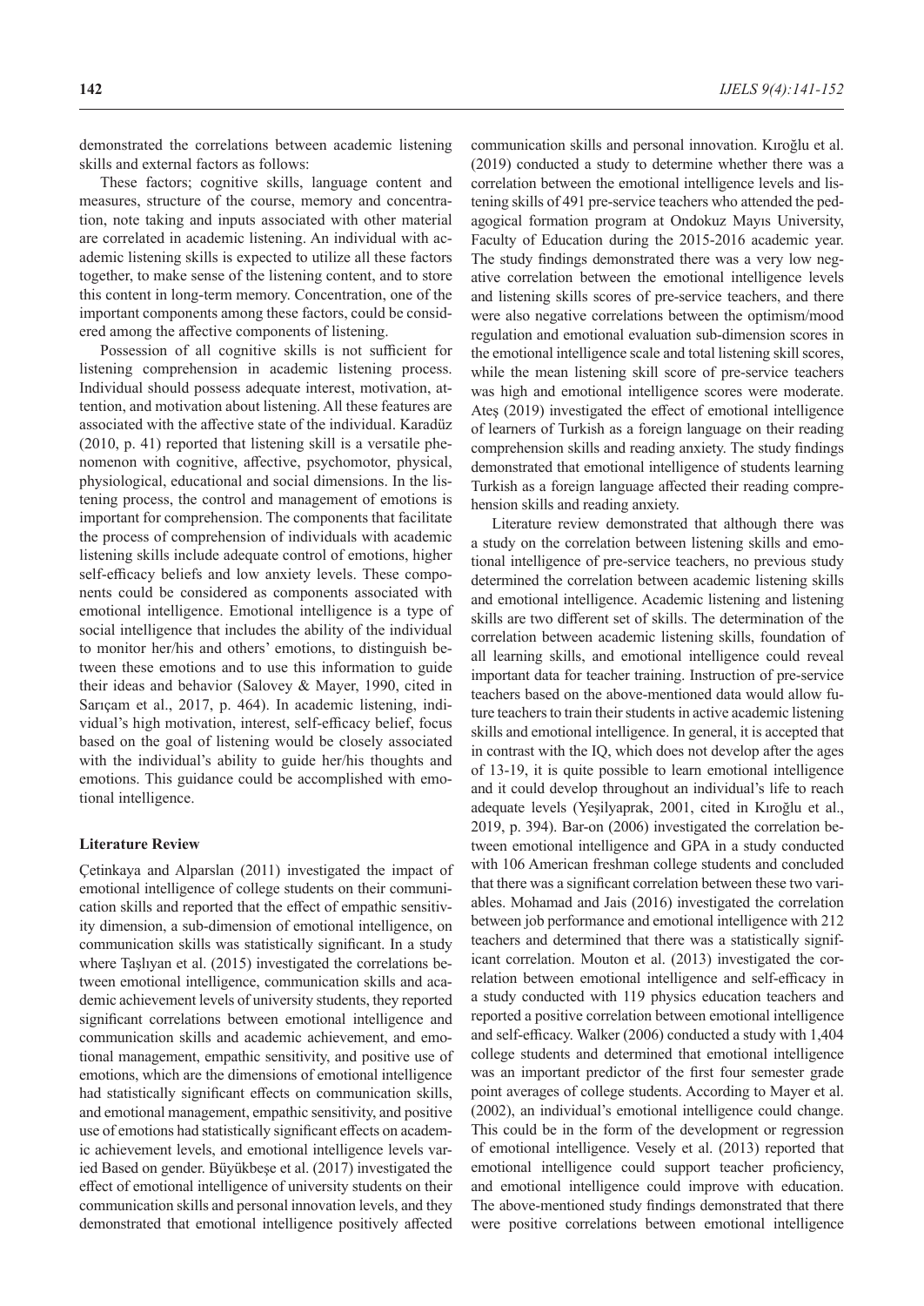demonstrated the correlations between academic listening skills and external factors as follows:

These factors; cognitive skills, language content and measures, structure of the course, memory and concentration, note taking and inputs associated with other material are correlated in academic listening. An individual with academic listening skills is expected to utilize all these factors together, to make sense of the listening content, and to store this content in long-term memory. Concentration, one of the important components among these factors, could be considered among the affective components of listening.

Possession of all cognitive skills is not sufficient for listening comprehension in academic listening process. Individual should possess adequate interest, motivation, attention, and motivation about listening. All these features are associated with the affective state of the individual. Karadüz (2010, p. 41) reported that listening skill is a versatile phenomenon with cognitive, affective, psychomotor, physical, physiological, educational and social dimensions. In the listening process, the control and management of emotions is important for comprehension. The components that facilitate the process of comprehension of individuals with academic listening skills include adequate control of emotions, higher self-efficacy beliefs and low anxiety levels. These components could be considered as components associated with emotional intelligence. Emotional intelligence is a type of social intelligence that includes the ability of the individual to monitor her/his and others' emotions, to distinguish between these emotions and to use this information to guide their ideas and behavior (Salovey & Mayer, 1990, cited in Sarıçam et al., 2017, p. 464). In academic listening, individual's high motivation, interest, self-efficacy belief, focus based on the goal of listening would be closely associated with the individual's ability to guide her/his thoughts and emotions. This guidance could be accomplished with emotional intelligence.

## Literature Review

Çetinkaya and Alparslan (2011) investigated the impact of emotional intelligence of college students on their communication skills and reported that the effect of empathic sensitivity dimension, a sub-dimension of emotional intelligence, on communication skills was statistically significant. In a study where Taşlıyan et al. (2015) investigated the correlations between emotional intelligence, communication skills and academic achievement levels of university students, they reported significant correlations between emotional intelligence and communication skills and academic achievement, and emotional management, empathic sensitivity, and positive use of emotions, which are the dimensions of emotional intelligence had statistically significant effects on communication skills, and emotional management, empathic sensitivity, and positive use of emotions had statistically significant effects on academic achievement levels, and emotional intelligence levels varied Based on gender. Büyükbeşe et al. (2017) investigated the effect of emotional intelligence of university students on their communication skills and personal innovation levels, and they demonstrated that emotional intelligence positively affected communication skills and personal innovation. Kıroğlu et al. (2019) conducted a study to determine whether there was a correlation between the emotional intelligence levels and listening skills of 491 pre-service teachers who attended the pedagogical formation program at Ondokuz Mayıs University, Faculty of Education during the 2015-2016 academic year. The study findings demonstrated there was a very low negative correlation between the emotional intelligence levels and listening skills scores of pre-service teachers, and there were also negative correlations between the optimism/mood regulation and emotional evaluation sub-dimension scores in the emotional intelligence scale and total listening skill scores, while the mean listening skill score of pre-service teachers was high and emotional intelligence scores were moderate. Ateş (2019) investigated the effect of emotional intelligence of learners of Turkish as a foreign language on their reading comprehension skills and reading anxiety. The study findings demonstrated that emotional intelligence of students learning Turkish as a foreign language affected their reading comprehension skills and reading anxiety.

Literature review demonstrated that although there was a study on the correlation between listening skills and emotional intelligence of pre-service teachers, no previous study determined the correlation between academic listening skills and emotional intelligence. Academic listening and listening skills are two different set of skills. The determination of the correlation between academic listening skills, foundation of all learning skills, and emotional intelligence could reveal important data for teacher training. Instruction of pre-service teachers based on the above-mentioned data would allow future teachers to train their students in active academic listening skills and emotional intelligence. In general, it is accepted that in contrast with the IQ, which does not develop after the ages of 13-19, it is quite possible to learn emotional intelligence and it could develop throughout an individual's life to reach adequate levels (Yeşilyaprak, 2001, cited in Kıroğlu et al., 2019, p. 394). Bar-on (2006) investigated the correlation between emotional intelligence and GPA in a study conducted with 106 American freshman college students and concluded that there was a significant correlation between these two variables. Mohamad and Jais (2016) investigated the correlation between job performance and emotional intelligence with 212 teachers and determined that there was a statistically significant correlation. Mouton et al. (2013) investigated the correlation between emotional intelligence and self-efficacy in a study conducted with 119 physics education teachers and reported a positive correlation between emotional intelligence and self-efficacy. Walker (2006) conducted a study with 1,404 college students and determined that emotional intelligence was an important predictor of the first four semester grade point averages of college students. According to Mayer et al. (2002), an individual's emotional intelligence could change. This could be in the form of the development or regression of emotional intelligence. Vesely et al. (2013) reported that emotional intelligence could support teacher proficiency, and emotional intelligence could improve with education. The above-mentioned study findings demonstrated that there were positive correlations between emotional intelligence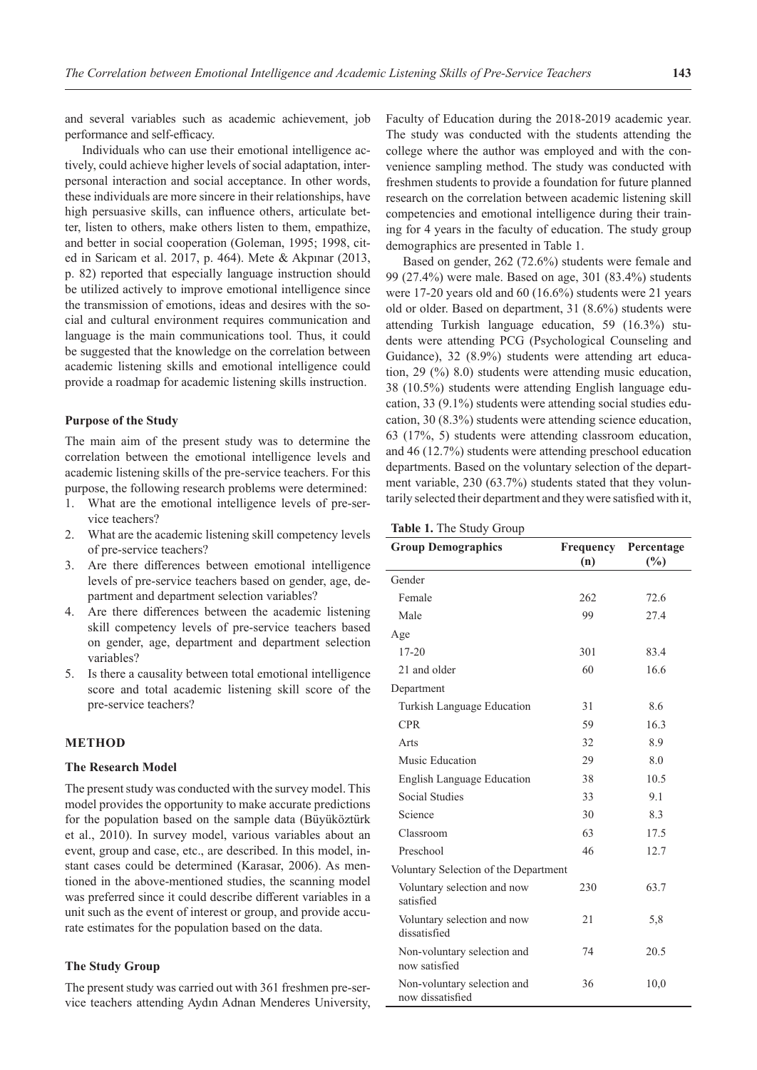and several variables such as academic achievement, job performance and self-efficacy.

Individuals who can use their emotional intelligence actively, could achieve higher levels of social adaptation, interpersonal interaction and social acceptance. In other words, these individuals are more sincere in their relationships, have high persuasive skills, can influence others, articulate better, listen to others, make others listen to them, empathize, and better in social cooperation (Goleman, 1995; 1998, cited in Saricam et al. 2017, p. 464). Mete & Akpınar (2013, p. 82) reported that especially language instruction should be utilized actively to improve emotional intelligence since the transmission of emotions, ideas and desires with the social and cultural environment requires communication and language is the main communications tool. Thus, it could be suggested that the knowledge on the correlation between academic listening skills and emotional intelligence could provide a roadmap for academic listening skills instruction.

### Purpose of the Study

The main aim of the present study was to determine the correlation between the emotional intelligence levels and academic listening skills of the pre-service teachers. For this purpose, the following research problems were determined:

1. What are the emotional intelligence levels of pre-service teachers?
2. What are the academic listening skill competency levels of pre-service teachers?
3. Are there differences between emotional intelligence levels of pre-service teachers based on gender, age, department and department selection variables?
4. Are there differences between the academic listening skill competency levels of pre-service teachers based on gender, age, department and department selection variables?
5. Is there a causality between total emotional intelligence score and total academic listening skill score of the pre-service teachers?

## METHOD

### The Research Model

The present study was conducted with the survey model. This model provides the opportunity to make accurate predictions for the population based on the sample data (Büyüköztürk et al., 2010). In survey model, various variables about an event, group and case, etc., are described. In this model, instant cases could be determined (Karasar, 2006). As mentioned in the above-mentioned studies, the scanning model was preferred since it could describe different variables in a unit such as the event of interest or group, and provide accurate estimates for the population based on the data.

### The Study Group

The present study was carried out with 361 freshmen pre-service teachers attending Aydın Adnan Menderes University, Faculty of Education during the 2018-2019 academic year. The study was conducted with the students attending the college where the author was employed and with the convenience sampling method. The study was conducted with freshmen students to provide a foundation for future planned research on the correlation between academic listening skill competencies and emotional intelligence during their training for 4 years in the faculty of education. The study group demographics are presented in Table 1.

Based on gender, 262 (72.6%) students were female and 99 (27.4%) were male. Based on age, 301 (83.4%) students were 17-20 years old and 60 (16.6%) students were 21 years old or older. Based on department, 31 (8.6%) students were attending Turkish language education, 59 (16.3%) students were attending PCG (Psychological Counseling and Guidance), 32 (8.9%) students were attending art education, 29 (%) 8.0) students were attending music education, 38 (10.5%) students were attending English language education, 33 (9.1%) students were attending social studies education, 30 (8.3%) students were attending science education, 63 (17%, 5) students were attending classroom education, and 46 (12.7%) students were attending preschool education departments. Based on the voluntary selection of the department variable, 230 (63.7%) students stated that they voluntarily selected their department and they were satisfied with it,

**Table 1.** The Study Group

| Group Demographics | Frequency (n) | Percentage (%) |
|---|---|---|
| Gender | | |
| Female | 262 | 72.6 |
| Male | 99 | 27.4 |
| Age | | |
| 17-20 | 301 | 83.4 |
| 21 and older | 60 | 16.6 |
| Department | | |
| Turkish Language Education | 31 | 8.6 |
| CPR | 59 | 16.3 |
| Arts | 32 | 8.9 |
| Music Education | 29 | 8.0 |
| English Language Education | 38 | 10.5 |
| Social Studies | 33 | 9.1 |
| Science | 30 | 8.3 |
| Classroom | 63 | 17.5 |
| Preschool | 46 | 12.7 |
| Voluntary Selection of the Department | | |
| Voluntary selection and now satisfied | 230 | 63.7 |
| Voluntary selection and now dissatisfied | 21 | 5,8 |
| Non-voluntary selection and now satisfied | 74 | 20.5 |
| Non-voluntary selection and now dissatisfied | 36 | 10,0 |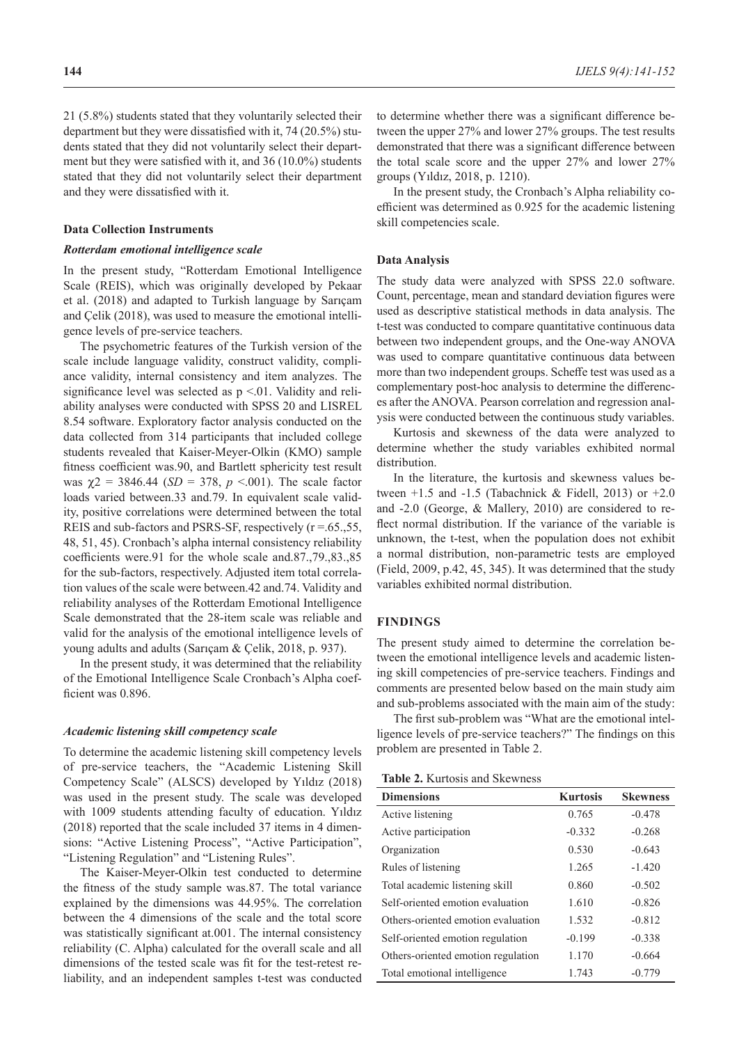21 (5.8%) students stated that they voluntarily selected their department but they were dissatisfied with it, 74 (20.5%) students stated that they did not voluntarily select their department but they were satisfied with it, and 36 (10.0%) students stated that they did not voluntarily select their department and they were dissatisfied with it.

### Data Collection Instruments

#### *Rotterdam emotional intelligence scale*

In the present study, "Rotterdam Emotional Intelligence Scale (REIS), which was originally developed by Pekaar et al. (2018) and adapted to Turkish language by Sarıçam and Çelik (2018), was used to measure the emotional intelligence levels of pre-service teachers.

The psychometric features of the Turkish version of the scale include language validity, construct validity, compliance validity, internal consistency and item analyzes. The significance level was selected as p <.01. Validity and reliability analyses were conducted with SPSS 20 and LISREL 8.54 software. Exploratory factor analysis conducted on the data collected from 314 participants that included college students revealed that Kaiser-Meyer-Olkin (KMO) sample fitness coefficient was.90, and Bartlett sphericity test result was $\chi 2$ = 3846.44 (*SD* = 378, *p* <.001). The scale factor loads varied between.33 and.79. In equivalent scale validity, positive correlations were determined between the total REIS and sub-factors and PSRS-SF, respectively (r =.65.,55, 48, 51, 45). Cronbach's alpha internal consistency reliability coefficients were.91 for the whole scale and.87.,79.,83.,85 for the sub-factors, respectively. Adjusted item total correlation values of the scale were between.42 and.74. Validity and reliability analyses of the Rotterdam Emotional Intelligence Scale demonstrated that the 28-item scale was reliable and valid for the analysis of the emotional intelligence levels of young adults and adults (Sarıçam & Çelik, 2018, p. 937).

In the present study, it was determined that the reliability of the Emotional Intelligence Scale Cronbach's Alpha coefficient was 0.896.

#### *Academic listening skill competency scale*

To determine the academic listening skill competency levels of pre-service teachers, the "Academic Listening Skill Competency Scale" (ALSCS) developed by Yıldız (2018) was used in the present study. The scale was developed with 1009 students attending faculty of education. Yıldız (2018) reported that the scale included 37 items in 4 dimensions: "Active Listening Process", "Active Participation", "Listening Regulation" and "Listening Rules".

The Kaiser-Meyer-Olkin test conducted to determine the fitness of the study sample was.87. The total variance explained by the dimensions was 44.95%. The correlation between the 4 dimensions of the scale and the total score was statistically significant at.001. The internal consistency reliability (C. Alpha) calculated for the overall scale and all dimensions of the tested scale was fit for the test-retest reliability, and an independent samples t-test was conducted to determine whether there was a significant difference between the upper 27% and lower 27% groups. The test results demonstrated that there was a significant difference between the total scale score and the upper 27% and lower 27% groups (Yıldız, 2018, p. 1210).

In the present study, the Cronbach's Alpha reliability coefficient was determined as 0.925 for the academic listening skill competencies scale.

### Data Analysis

The study data were analyzed with SPSS 22.0 software. Count, percentage, mean and standard deviation figures were used as descriptive statistical methods in data analysis. The t-test was conducted to compare quantitative continuous data between two independent groups, and the One-way ANOVA was used to compare quantitative continuous data between more than two independent groups. Scheffe test was used as a complementary post-hoc analysis to determine the differences after the ANOVA. Pearson correlation and regression analysis were conducted between the continuous study variables.

Kurtosis and skewness of the data were analyzed to determine whether the study variables exhibited normal distribution.

In the literature, the kurtosis and skewness values between +1.5 and -1.5 (Tabachnick & Fidell, 2013) or +2.0 and -2.0 (George, & Mallery, 2010) are considered to reflect normal distribution. If the variance of the variable is unknown, the t-test, when the population does not exhibit a normal distribution, non-parametric tests are employed (Field, 2009, p.42, 45, 345). It was determined that the study variables exhibited normal distribution.

## FINDINGS

The present study aimed to determine the correlation between the emotional intelligence levels and academic listening skill competencies of pre-service teachers. Findings and comments are presented below based on the main study aim and sub-problems associated with the main aim of the study:

The first sub-problem was "What are the emotional intelligence levels of pre-service teachers?" The findings on this problem are presented in Table 2.

**Table 2.** Kurtosis and Skewness

| Dimensions | Kurtosis | Skewness |
|---|---|---|
| Active listening | 0.765 | -0.478 |
| Active participation | -0.332 | -0.268 |
| Organization | 0.530 | -0.643 |
| Rules of listening | 1.265 | -1.420 |
| Total academic listening skill | 0.860 | -0.502 |
| Self-oriented emotion evaluation | 1.610 | -0.826 |
| Others-oriented emotion evaluation | 1.532 | -0.812 |
| Self-oriented emotion regulation | -0.199 | -0.338 |
| Others-oriented emotion regulation | 1.170 | -0.664 |
| Total emotional intelligence | 1.743 | -0.779 |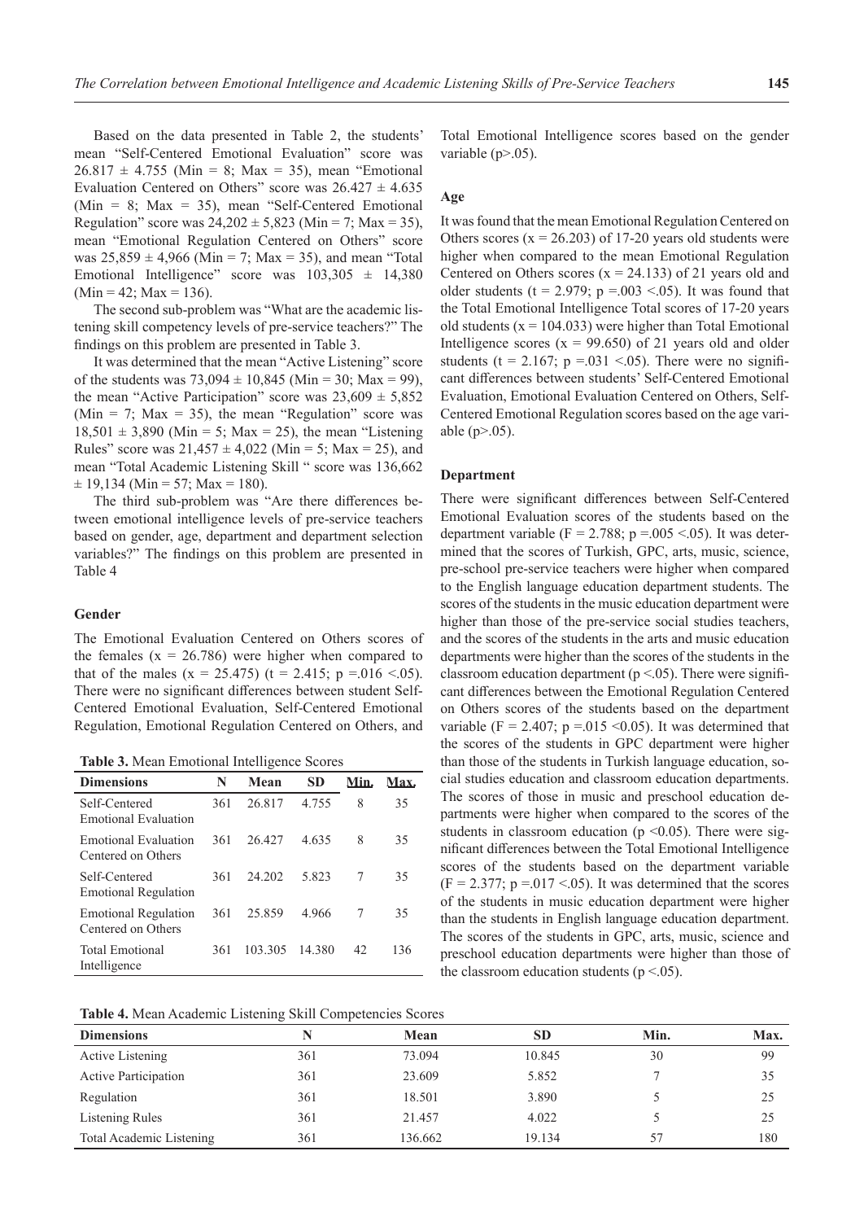Based on the data presented in Table 2, the students' mean "Self-Centered Emotional Evaluation" score was 26.817 ± 4.755 (Min = 8; Max = 35), mean "Emotional Evaluation Centered on Others" score was 26.427 ± 4.635 (Min = 8; Max = 35), mean "Self-Centered Emotional Regulation" score was 24,202 ± 5,823 (Min = 7; Max = 35), mean "Emotional Regulation Centered on Others" score was 25,859 ± 4,966 (Min = 7; Max = 35), and mean "Total Emotional Intelligence" score was 103,305 ± 14,380 (Min = 42; Max = 136).

The second sub-problem was "What are the academic listening skill competency levels of pre-service teachers?" The findings on this problem are presented in Table 3.

It was determined that the mean "Active Listening" score of the students was 73,094 ± 10,845 (Min = 30; Max = 99), the mean "Active Participation" score was 23,609 ± 5,852 (Min = 7; Max = 35), the mean "Regulation" score was 18,501 ± 3,890 (Min = 5; Max = 25), the mean "Listening Rules" score was 21,457 ± 4,022 (Min = 5; Max = 25), and mean "Total Academic Listening Skill " score was 136,662 ± 19,134 (Min = 57; Max = 180).

The third sub-problem was "Are there differences between emotional intelligence levels of pre-service teachers based on gender, age, department and department selection variables?" The findings on this problem are presented in Table 4

### Gender

The Emotional Evaluation Centered on Others scores of the females (x = 26.786) were higher when compared to that of the males (x = 25.475) (t = 2.415; p =.016 <.05). There were no significant differences between student Self-Centered Emotional Evaluation, Self-Centered Emotional Regulation, Emotional Regulation Centered on Others, and Total Emotional Intelligence scores based on the gender variable (p>.05).

**Table 3.** Mean Emotional Intelligence Scores

| Dimensions | N | Mean | SD | Min. | Max. |
|---|---|---|---|---|---|
| Self-Centered Emotional Evaluation | 361 | 26.817 | 4.755 | 8 | 35 |
| Emotional Evaluation Centered on Others | 361 | 26.427 | 4.635 | 8 | 35 |
| Self-Centered Emotional Regulation | 361 | 24.202 | 5.823 | 7 | 35 |
| Emotional Regulation Centered on Others | 361 | 25.859 | 4.966 | 7 | 35 |
| Total Emotional Intelligence | 361 | 103.305 | 14.380 | 42 | 136 |

### Age

It was found that the mean Emotional Regulation Centered on Others scores (x = 26.203) of 17-20 years old students were higher when compared to the mean Emotional Regulation Centered on Others scores (x = 24.133) of 21 years old and older students (t = 2.979; p =.003 <.05). It was found that the Total Emotional Intelligence Total scores of 17-20 years old students (x = 104.033) were higher than Total Emotional Intelligence scores (x = 99.650) of 21 years old and older students (t = 2.167; p =.031 <.05). There were no significant differences between students' Self-Centered Emotional Evaluation, Emotional Evaluation Centered on Others, Self-Centered Emotional Regulation scores based on the age variable (p>.05).

### Department

There were significant differences between Self-Centered Emotional Evaluation scores of the students based on the department variable (F = 2.788; p =.005 <.05). It was determined that the scores of Turkish, GPC, arts, music, science, pre-school pre-service teachers were higher when compared to the English language education department students. The scores of the students in the music education department were higher than those of the pre-service social studies teachers, and the scores of the students in the arts and music education departments were higher than the scores of the students in the classroom education department (p <.05). There were significant differences between the Emotional Regulation Centered on Others scores of the students based on the department variable (F = 2.407; p =.015 <0.05). It was determined that the scores of the students in GPC department were higher than those of the students in Turkish language education, social studies education and classroom education departments. The scores of those in music and preschool education departments were higher when compared to the scores of the students in classroom education (p <0.05). There were significant differences between the Total Emotional Intelligence scores of the students based on the department variable (F = 2.377; p =.017 <.05). It was determined that the scores of the students in music education department were higher than the students in English language education department. The scores of the students in GPC, arts, music, science and preschool education departments were higher than those of the classroom education students (p <.05).

**Table 4.** Mean Academic Listening Skill Competencies Scores

| Dimensions | N | Mean | SD | Min. | Max. |
|---|---|---|---|---|---|
| Active Listening | 361 | 73.094 | 10.845 | 30 | 99 |
| Active Participation | 361 | 23.609 | 5.852 | 7 | 35 |
| Regulation | 361 | 18.501 | 3.890 | 5 | 25 |
| Listening Rules | 361 | 21.457 | 4.022 | 5 | 25 |
| Total Academic Listening | 361 | 136.662 | 19.134 | 57 | 180 |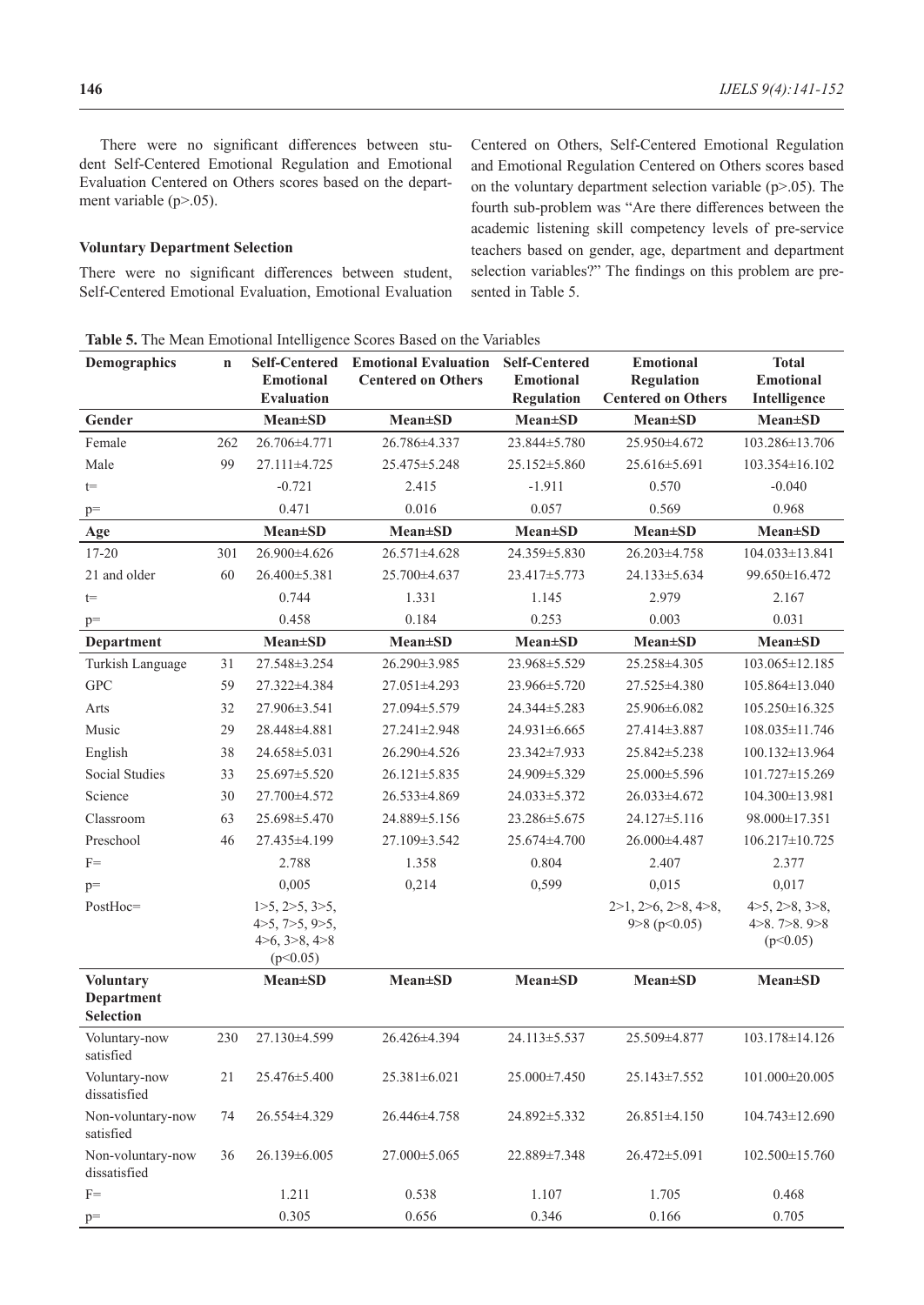There were no significant differences between student Self-Centered Emotional Regulation and Emotional Evaluation Centered on Others scores based on the department variable (p>.05).

### Voluntary Department Selection

There were no significant differences between student, Self-Centered Emotional Evaluation, Emotional Evaluation Centered on Others, Self-Centered Emotional Regulation and Emotional Regulation Centered on Others scores based on the voluntary department selection variable (p>.05). The fourth sub-problem was "Are there differences between the academic listening skill competency levels of pre-service teachers based on gender, age, department and department selection variables?" The findings on this problem are presented in Table 5.

**Table 5.** The Mean Emotional Intelligence Scores Based on the Variables

| Demographics | n | Self-Centered Emotional Evaluation | Emotional Evaluation Centered on Others | Self-Centered Emotional Regulation | Emotional Regulation Centered on Others | Total Emotional Intelligence |
|---|---|---|---|---|---|---|
| **Gender** | | **Mean±SD** | **Mean±SD** | **Mean±SD** | **Mean±SD** | **Mean±SD** |
| Female | 262 | 26.706±4.771 | 26.786±4.337 | 23.844±5.780 | 25.950±4.672 | 103.286±13.706 |
| Male | 99 | 27.111±4.725 | 25.475±5.248 | 25.152±5.860 | 25.616±5.691 | 103.354±16.102 |
| t= | | -0.721 | 2.415 | -1.911 | 0.570 | -0.040 |
| p= | | 0.471 | 0.016 | 0.057 | 0.569 | 0.968 |
| **Age** | | **Mean±SD** | **Mean±SD** | **Mean±SD** | **Mean±SD** | **Mean±SD** |
| 17-20 | 301 | 26.900±4.626 | 26.571±4.628 | 24.359±5.830 | 26.203±4.758 | 104.033±13.841 |
| 21 and older | 60 | 26.400±5.381 | 25.700±4.637 | 23.417±5.773 | 24.133±5.634 | 99.650±16.472 |
| t= | | 0.744 | 1.331 | 1.145 | 2.979 | 2.167 |
| p= | | 0.458 | 0.184 | 0.253 | 0.003 | 0.031 |
| **Department** | | **Mean±SD** | **Mean±SD** | **Mean±SD** | **Mean±SD** | **Mean±SD** |
| Turkish Language | 31 | 27.548±3.254 | 26.290±3.985 | 23.968±5.529 | 25.258±4.305 | 103.065±12.185 |
| GPC | 59 | 27.322±4.384 | 27.051±4.293 | 23.966±5.720 | 27.525±4.380 | 105.864±13.040 |
| Arts | 32 | 27.906±3.541 | 27.094±5.579 | 24.344±5.283 | 25.906±6.082 | 105.250±16.325 |
| Music | 29 | 28.448±4.881 | 27.241±2.948 | 24.931±6.665 | 27.414±3.887 | 108.035±11.746 |
| English | 38 | 24.658±5.031 | 26.290±4.526 | 23.342±7.933 | 25.842±5.238 | 100.132±13.964 |
| Social Studies | 33 | 25.697±5.520 | 26.121±5.835 | 24.909±5.329 | 25.000±5.596 | 101.727±15.269 |
| Science | 30 | 27.700±4.572 | 26.533±4.869 | 24.033±5.372 | 26.033±4.672 | 104.300±13.981 |
| Classroom | 63 | 25.698±5.470 | 24.889±5.156 | 23.286±5.675 | 24.127±5.116 | 98.000±17.351 |
| Preschool | 46 | 27.435±4.199 | 27.109±3.542 | 25.674±4.700 | 26.000±4.487 | 106.217±10.725 |
| F= | | 2.788 | 1.358 | 0.804 | 2.407 | 2.377 |
| p= | | 0,005 | 0,214 | 0,599 | 0,015 | 0,017 |
| PostHoc= | | 1>5, 2>5, 3>5, 4>5, 7>5, 9>5, 4>6, 3>8, 4>8 (p<0.05) | | | 2>1, 2>6, 2>8, 4>8, 9>8 (p<0.05) | 4>5, 2>8, 3>8, 4>8. 7>8. 9>8 (p<0.05) |
| **Voluntary Department Selection** | | **Mean±SD** | **Mean±SD** | **Mean±SD** | **Mean±SD** | **Mean±SD** |
| Voluntary-now satisfied | 230 | 27.130±4.599 | 26.426±4.394 | 24.113±5.537 | 25.509±4.877 | 103.178±14.126 |
| Voluntary-now dissatisfied | 21 | 25.476±5.400 | 25.381±6.021 | 25.000±7.450 | 25.143±7.552 | 101.000±20.005 |
| Non-voluntary-now satisfied | 74 | 26.554±4.329 | 26.446±4.758 | 24.892±5.332 | 26.851±4.150 | 104.743±12.690 |
| Non-voluntary-now dissatisfied | 36 | 26.139±6.005 | 27.000±5.065 | 22.889±7.348 | 26.472±5.091 | 102.500±15.760 |
| F= | | 1.211 | 0.538 | 1.107 | 1.705 | 0.468 |
| p= | | 0.305 | 0.656 | 0.346 | 0.166 | 0.705 |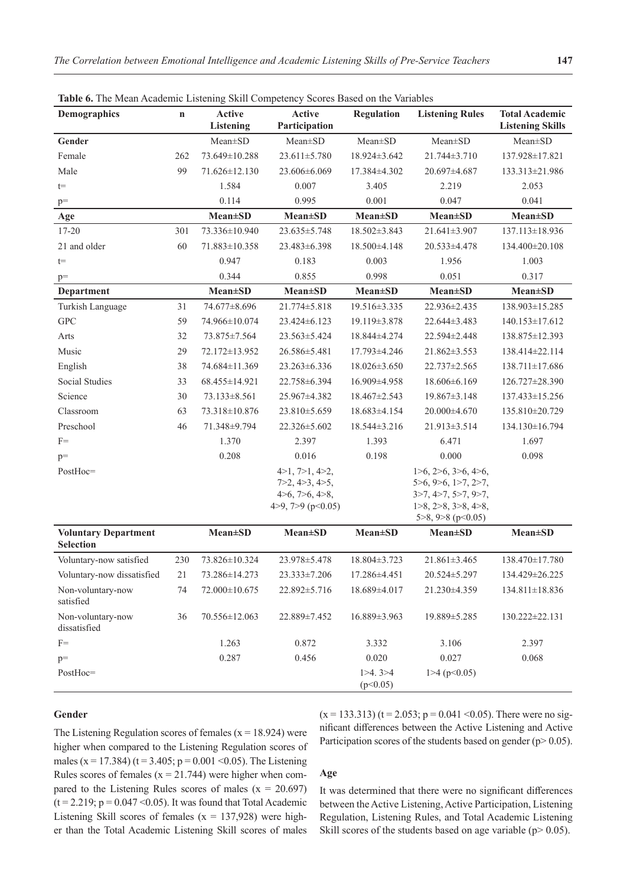**Table 6.** The Mean Academic Listening Skill Competency Scores Based on the Variables

| Demographics | n | Active Listening | Active Participation | Regulation | Listening Rules | Total Academic Listening Skills |
|---|---|---|---|---|---|---|
| **Gender** | | Mean±SD | Mean±SD | Mean±SD | Mean±SD | Mean±SD |
| Female | 262 | 73.649±10.288 | 23.611±5.780 | 18.924±3.642 | 21.744±3.710 | 137.928±17.821 |
| Male | 99 | 71.626±12.130 | 23.606±6.069 | 17.384±4.302 | 20.697±4.687 | 133.313±21.986 |
| t= | | 1.584 | 0.007 | 3.405 | 2.219 | 2.053 |
| p= | | 0.114 | 0.995 | 0.001 | 0.047 | 0.041 |
| **Age** | | **Mean±SD** | **Mean±SD** | **Mean±SD** | **Mean±SD** | **Mean±SD** |
| 17-20 | 301 | 73.336±10.940 | 23.635±5.748 | 18.502±3.843 | 21.641±3.907 | 137.113±18.936 |
| 21 and older | 60 | 71.883±10.358 | 23.483±6.398 | 18.500±4.148 | 20.533±4.478 | 134.400±20.108 |
| t= | | 0.947 | 0.183 | 0.003 | 1.956 | 1.003 |
| p= | | 0.344 | 0.855 | 0.998 | 0.051 | 0.317 |
| **Department** | | **Mean±SD** | **Mean±SD** | **Mean±SD** | **Mean±SD** | **Mean±SD** |
| Turkish Language | 31 | 74.677±8.696 | 21.774±5.818 | 19.516±3.335 | 22.936±2.435 | 138.903±15.285 |
| GPC | 59 | 74.966±10.074 | 23.424±6.123 | 19.119±3.878 | 22.644±3.483 | 140.153±17.612 |
| Arts | 32 | 73.875±7.564 | 23.563±5.424 | 18.844±4.274 | 22.594±2.448 | 138.875±12.393 |
| Music | 29 | 72.172±13.952 | 26.586±5.481 | 17.793±4.246 | 21.862±3.553 | 138.414±22.114 |
| English | 38 | 74.684±11.369 | 23.263±6.336 | 18.026±3.650 | 22.737±2.565 | 138.711±17.686 |
| Social Studies | 33 | 68.455±14.921 | 22.758±6.394 | 16.909±4.958 | 18.606±6.169 | 126.727±28.390 |
| Science | 30 | 73.133±8.561 | 25.967±4.382 | 18.467±2.543 | 19.867±3.148 | 137.433±15.256 |
| Classroom | 63 | 73.318±10.876 | 23.810±5.659 | 18.683±4.154 | 20.000±4.670 | 135.810±20.729 |
| Preschool | 46 | 71.348±9.794 | 22.326±5.602 | 18.544±3.216 | 21.913±3.514 | 134.130±16.794 |
| F= | | 1.370 | 2.397 | 1.393 | 6.471 | 1.697 |
| p= | | 0.208 | 0.016 | 0.198 | 0.000 | 0.098 |
| PostHoc= | | | 4>1, 7>1, 4>2, 7>2, 4>3, 4>5, 4>6, 7>6, 4>8, 4>9, 7>9 (p<0.05) | | 1>6, 2>6, 3>6, 4>6, 5>6, 9>6, 1>7, 2>7, 3>7, 4>7, 5>7, 9>7, 1>8, 2>8, 3>8, 4>8, 5>8, 9>8 (p<0.05) | |
| **Voluntary Department Selection** | | **Mean±SD** | **Mean±SD** | **Mean±SD** | **Mean±SD** | **Mean±SD** |
| Voluntary-now satisfied | 230 | 73.826±10.324 | 23.978±5.478 | 18.804±3.723 | 21.861±3.465 | 138.470±17.780 |
| Voluntary-now dissatisfied | 21 | 73.286±14.273 | 23.333±7.206 | 17.286±4.451 | 20.524±5.297 | 134.429±26.225 |
| Non-voluntary-now satisfied | 74 | 72.000±10.675 | 22.892±5.716 | 18.689±4.017 | 21.230±4.359 | 134.811±18.836 |
| Non-voluntary-now dissatisfied | 36 | 70.556±12.063 | 22.889±7.452 | 16.889±3.963 | 19.889±5.285 | 130.222±22.131 |
| F= | | 1.263 | 0.872 | 3.332 | 3.106 | 2.397 |
| p= | | 0.287 | 0.456 | 0.020 | 0.027 | 0.068 |
| PostHoc= | | | | 1>4. 3>4 (p<0.05) | 1>4 (p<0.05) | |

### Gender

The Listening Regulation scores of females (x = 18.924) were higher when compared to the Listening Regulation scores of males (x = 17.384) (t = 3.405; p = 0.001 <0.05). The Listening Rules scores of females (x = 21.744) were higher when compared to the Listening Rules scores of males (x = 20.697) (t = 2.219; p = 0.047 <0.05). It was found that Total Academic Listening Skill scores of females (x = 137,928) were higher than the Total Academic Listening Skill scores of males (x = 133.313) (t = 2.053; p = 0.041 <0.05). There were no significant differences between the Active Listening and Active Participation scores of the students based on gender (p> 0.05).

### Age

It was determined that there were no significant differences between the Active Listening, Active Participation, Listening Regulation, Listening Rules, and Total Academic Listening Skill scores of the students based on age variable (p> 0.05).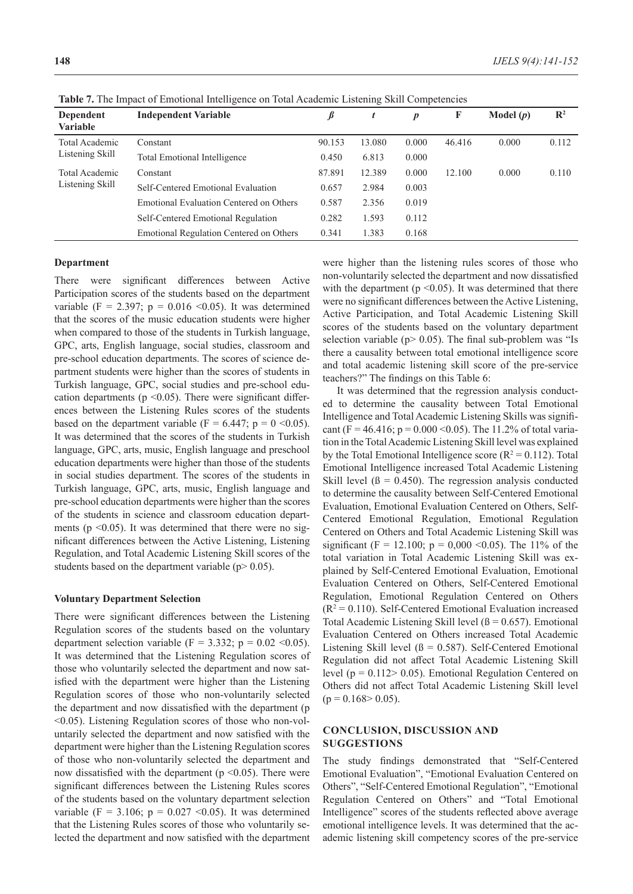**Table 7.** The Impact of Emotional Intelligence on Total Academic Listening Skill Competencies

| Dependent Variable | Independent Variable | *ß* | *t* | *p* | F | Model (*p*) | $R^2$ |
|---|---|---|---|---|---|---|---|
| Total Academic Listening Skill | Constant | 90.153 | 13.080 | 0.000 | 46.416 | 0.000 | 0.112 |
| | Total Emotional Intelligence | 0.450 | 6.813 | 0.000 | | | |
| Total Academic Listening Skill | Constant | 87.891 | 12.389 | 0.000 | 12.100 | 0.000 | 0.110 |
| | Self-Centered Emotional Evaluation | 0.657 | 2.984 | 0.003 | | | |
| | Emotional Evaluation Centered on Others | 0.587 | 2.356 | 0.019 | | | |
| | Self-Centered Emotional Regulation | 0.282 | 1.593 | 0.112 | | | |
| | Emotional Regulation Centered on Others | 0.341 | 1.383 | 0.168 | | | |

### Department

There were significant differences between Active Participation scores of the students based on the department variable ($F = 2.397$; $p = 0.016 < 0.05$). It was determined that the scores of the music education students were higher when compared to those of the students in Turkish language, GPC, arts, English language, social studies, classroom and pre-school education departments. The scores of science department students were higher than the scores of students in Turkish language, GPC, social studies and pre-school education departments ($p < 0.05$). There were significant differences between the Listening Rules scores of the students based on the department variable ($F = 6.447$; $p = 0 < 0.05$). It was determined that the scores of the students in Turkish language, GPC, arts, music, English language and preschool education departments were higher than those of the students in social studies department. The scores of the students in Turkish language, GPC, arts, music, English language and pre-school education departments were higher than the scores of the students in science and classroom education departments ($p < 0.05$). It was determined that there were no significant differences between the Active Listening, Listening Regulation, and Total Academic Listening Skill scores of the students based on the department variable ($p > 0.05$).

### Voluntary Department Selection

There were significant differences between the Listening Regulation scores of the students based on the voluntary department selection variable ($F = 3.332$; $p = 0.02 < 0.05$). It was determined that the Listening Regulation scores of those who voluntarily selected the department and now satisfied with the department were higher than the Listening Regulation scores of those who non-voluntarily selected the department and now dissatisfied with the department ($p < 0.05$). Listening Regulation scores of those who non-voluntarily selected the department and now satisfied with the department were higher than the Listening Regulation scores of those who non-voluntarily selected the department and now dissatisfied with the department ($p < 0.05$). There were significant differences between the Listening Rules scores of the students based on the voluntary department selection variable ($F = 3.106$; $p = 0.027 < 0.05$). It was determined that the Listening Rules scores of those who voluntarily selected the department and now satisfied with the department were higher than the listening rules scores of those who non-voluntarily selected the department and now dissatisfied with the department ($p < 0.05$). It was determined that there were no significant differences between the Active Listening, Active Participation, and Total Academic Listening Skill scores of the students based on the voluntary department selection variable ($p > 0.05$). The final sub-problem was "Is there a causality between total emotional intelligence score and total academic listening skill score of the pre-service teachers?" The findings on this Table 6:

It was determined that the regression analysis conducted to determine the causality between Total Emotional Intelligence and Total Academic Listening Skills was significant ($F = 46.416$; $p = 0.000 < 0.05$). The 11.2% of total variation in the Total Academic Listening Skill level was explained by the Total Emotional Intelligence score ($R^2 = 0.112$). Total Emotional Intelligence increased Total Academic Listening Skill level ($ß = 0.450$). The regression analysis conducted to determine the causality between Self-Centered Emotional Evaluation, Emotional Evaluation Centered on Others, Self-Centered Emotional Regulation, Emotional Regulation Centered on Others and Total Academic Listening Skill was significant ($F = 12.100$; $p = 0,000 < 0.05$). The 11% of the total variation in Total Academic Listening Skill was explained by Self-Centered Emotional Evaluation, Emotional Evaluation Centered on Others, Self-Centered Emotional Regulation, Emotional Regulation Centered on Others ($R^2 = 0.110$). Self-Centered Emotional Evaluation increased Total Academic Listening Skill level ($ß = 0.657$). Emotional Evaluation Centered on Others increased Total Academic Listening Skill level ($ß = 0.587$). Self-Centered Emotional Regulation did not affect Total Academic Listening Skill level ($p = 0.112 > 0.05$). Emotional Regulation Centered on Others did not affect Total Academic Listening Skill level ($p = 0.168 > 0.05$).

## CONCLUSION, DISCUSSION AND SUGGESTIONS

The study findings demonstrated that "Self-Centered Emotional Evaluation", "Emotional Evaluation Centered on Others", "Self-Centered Emotional Regulation", "Emotional Regulation Centered on Others" and "Total Emotional Intelligence" scores of the students reflected above average emotional intelligence levels. It was determined that the academic listening skill competency scores of the pre-service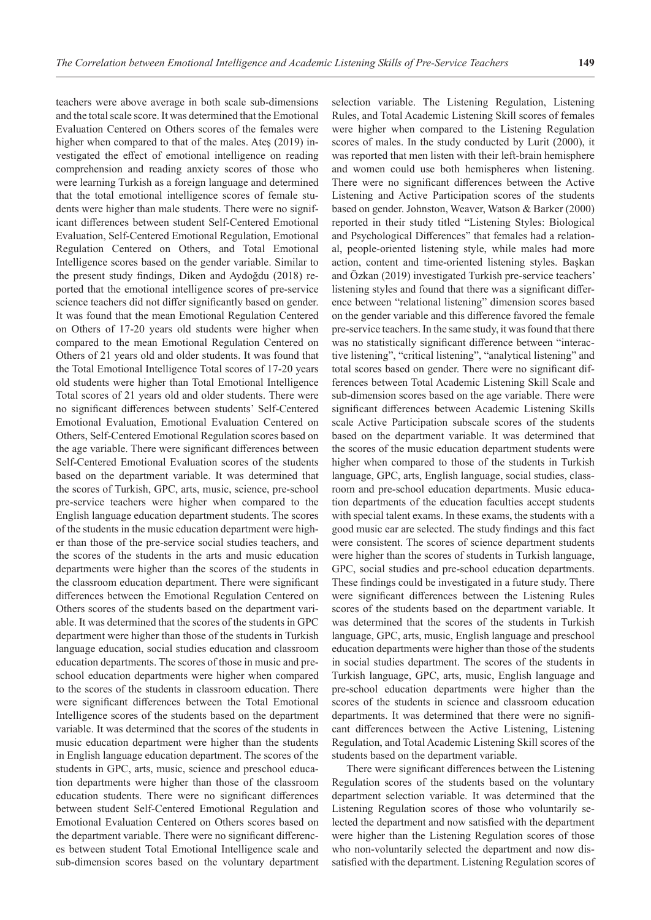teachers were above average in both scale sub-dimensions and the total scale score. It was determined that the Emotional Evaluation Centered on Others scores of the females were higher when compared to that of the males. Ateş (2019) investigated the effect of emotional intelligence on reading comprehension and reading anxiety scores of those who were learning Turkish as a foreign language and determined that the total emotional intelligence scores of female students were higher than male students. There were no significant differences between student Self-Centered Emotional Evaluation, Self-Centered Emotional Regulation, Emotional Regulation Centered on Others, and Total Emotional Intelligence scores based on the gender variable. Similar to the present study findings, Diken and Aydoğdu (2018) reported that the emotional intelligence scores of pre-service science teachers did not differ significantly based on gender. It was found that the mean Emotional Regulation Centered on Others of 17-20 years old students were higher when compared to the mean Emotional Regulation Centered on Others of 21 years old and older students. It was found that the Total Emotional Intelligence Total scores of 17-20 years old students were higher than Total Emotional Intelligence Total scores of 21 years old and older students. There were no significant differences between students' Self-Centered Emotional Evaluation, Emotional Evaluation Centered on Others, Self-Centered Emotional Regulation scores based on the age variable. There were significant differences between Self-Centered Emotional Evaluation scores of the students based on the department variable. It was determined that the scores of Turkish, GPC, arts, music, science, pre-school pre-service teachers were higher when compared to the English language education department students. The scores of the students in the music education department were higher than those of the pre-service social studies teachers, and the scores of the students in the arts and music education departments were higher than the scores of the students in the classroom education department. There were significant differences between the Emotional Regulation Centered on Others scores of the students based on the department variable. It was determined that the scores of the students in GPC department were higher than those of the students in Turkish language education, social studies education and classroom education departments. The scores of those in music and preschool education departments were higher when compared to the scores of the students in classroom education. There were significant differences between the Total Emotional Intelligence scores of the students based on the department variable. It was determined that the scores of the students in music education department were higher than the students in English language education department. The scores of the students in GPC, arts, music, science and preschool education departments were higher than those of the classroom education students. There were no significant differences between student Self-Centered Emotional Regulation and Emotional Evaluation Centered on Others scores based on the department variable. There were no significant differences between student Total Emotional Intelligence scale and sub-dimension scores based on the voluntary department selection variable. The Listening Regulation, Listening Rules, and Total Academic Listening Skill scores of females were higher when compared to the Listening Regulation scores of males. In the study conducted by Lurit (2000), it was reported that men listen with their left-brain hemisphere and women could use both hemispheres when listening. There were no significant differences between the Active Listening and Active Participation scores of the students based on gender. Johnston, Weaver, Watson & Barker (2000) reported in their study titled "Listening Styles: Biological and Psychological Differences" that females had a relational, people-oriented listening style, while males had more action, content and time-oriented listening styles. Başkan and Özkan (2019) investigated Turkish pre-service teachers' listening styles and found that there was a significant difference between "relational listening" dimension scores based on the gender variable and this difference favored the female pre-service teachers. In the same study, it was found that there was no statistically significant difference between "interactive listening", "critical listening", "analytical listening" and total scores based on gender. There were no significant differences between Total Academic Listening Skill Scale and sub-dimension scores based on the age variable. There were significant differences between Academic Listening Skills scale Active Participation subscale scores of the students based on the department variable. It was determined that the scores of the music education department students were higher when compared to those of the students in Turkish language, GPC, arts, English language, social studies, classroom and pre-school education departments. Music education departments of the education faculties accept students with special talent exams. In these exams, the students with a good music ear are selected. The study findings and this fact were consistent. The scores of science department students were higher than the scores of students in Turkish language, GPC, social studies and pre-school education departments. These findings could be investigated in a future study. There were significant differences between the Listening Rules scores of the students based on the department variable. It was determined that the scores of the students in Turkish language, GPC, arts, music, English language and preschool education departments were higher than those of the students in social studies department. The scores of the students in Turkish language, GPC, arts, music, English language and pre-school education departments were higher than the scores of the students in science and classroom education departments. It was determined that there were no significant differences between the Active Listening, Listening Regulation, and Total Academic Listening Skill scores of the students based on the department variable.

There were significant differences between the Listening Regulation scores of the students based on the voluntary department selection variable. It was determined that the Listening Regulation scores of those who voluntarily selected the department and now satisfied with the department were higher than the Listening Regulation scores of those who non-voluntarily selected the department and now dissatisfied with the department. Listening Regulation scores of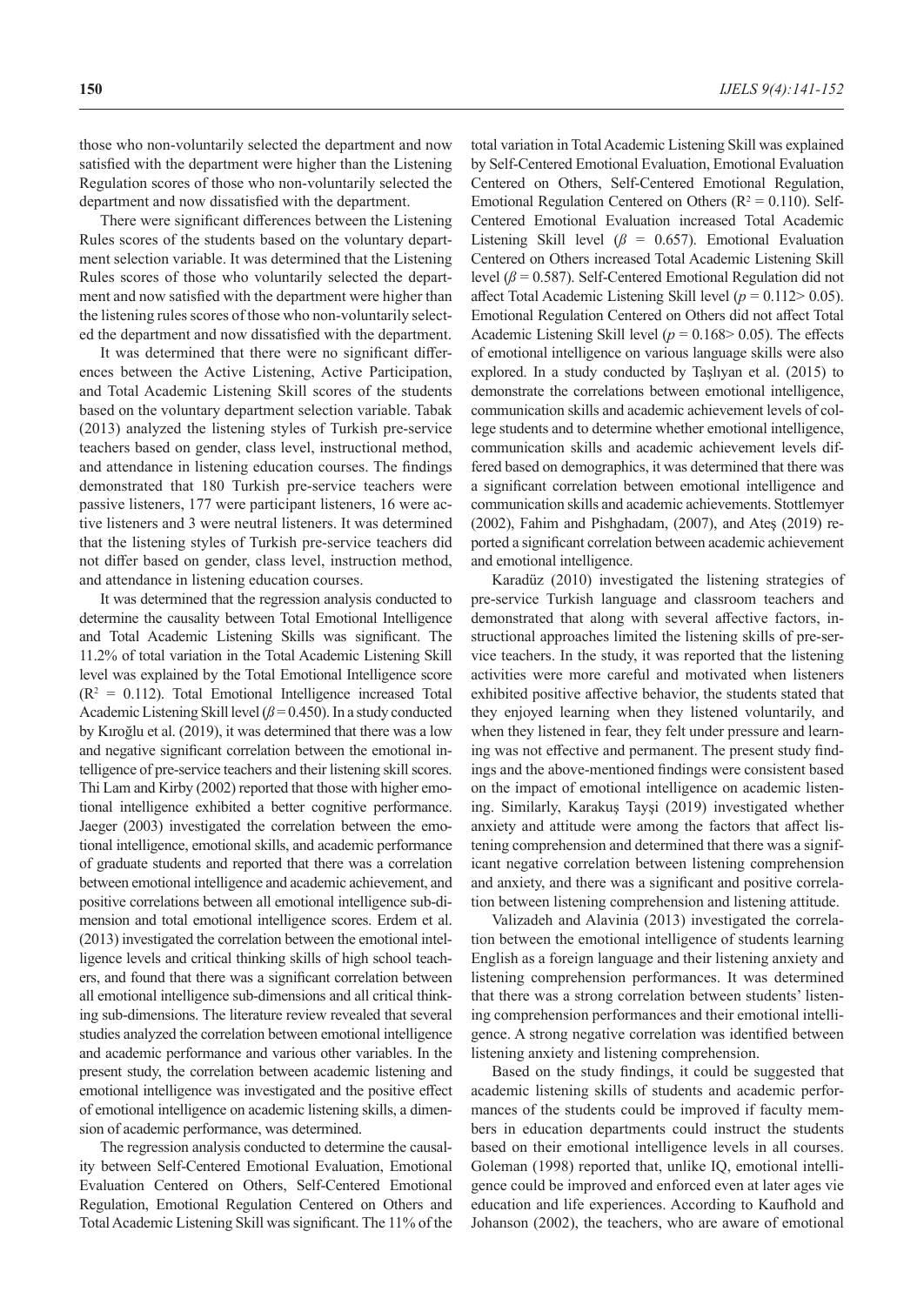those who non-voluntarily selected the department and now satisfied with the department were higher than the Listening Regulation scores of those who non-voluntarily selected the department and now dissatisfied with the department.

There were significant differences between the Listening Rules scores of the students based on the voluntary department selection variable. It was determined that the Listening Rules scores of those who voluntarily selected the department and now satisfied with the department were higher than the listening rules scores of those who non-voluntarily selected the department and now dissatisfied with the department.

It was determined that there were no significant differences between the Active Listening, Active Participation, and Total Academic Listening Skill scores of the students based on the voluntary department selection variable. Tabak (2013) analyzed the listening styles of Turkish pre-service teachers based on gender, class level, instructional method, and attendance in listening education courses. The findings demonstrated that 180 Turkish pre-service teachers were passive listeners, 177 were participant listeners, 16 were active listeners and 3 were neutral listeners. It was determined that the listening styles of Turkish pre-service teachers did not differ based on gender, class level, instruction method, and attendance in listening education courses.

It was determined that the regression analysis conducted to determine the causality between Total Emotional Intelligence and Total Academic Listening Skills was significant. The 11.2% of total variation in the Total Academic Listening Skill level was explained by the Total Emotional Intelligence score ($R^2 = 0.112$). Total Emotional Intelligence increased Total Academic Listening Skill level ($\beta = 0.450$). In a study conducted by Kıroğlu et al. (2019), it was determined that there was a low and negative significant correlation between the emotional intelligence of pre-service teachers and their listening skill scores. Thi Lam and Kirby (2002) reported that those with higher emotional intelligence exhibited a better cognitive performance. Jaeger (2003) investigated the correlation between the emotional intelligence, emotional skills, and academic performance of graduate students and reported that there was a correlation between emotional intelligence and academic achievement, and positive correlations between all emotional intelligence sub-dimension and total emotional intelligence scores. Erdem et al. (2013) investigated the correlation between the emotional intelligence levels and critical thinking skills of high school teachers, and found that there was a significant correlation between all emotional intelligence sub-dimensions and all critical thinking sub-dimensions. The literature review revealed that several studies analyzed the correlation between emotional intelligence and academic performance and various other variables. In the present study, the correlation between academic listening and emotional intelligence was investigated and the positive effect of emotional intelligence on academic listening skills, a dimension of academic performance, was determined.

The regression analysis conducted to determine the causality between Self-Centered Emotional Evaluation, Emotional Evaluation Centered on Others, Self-Centered Emotional Regulation, Emotional Regulation Centered on Others and Total Academic Listening Skill was significant. The 11% of the total variation in Total Academic Listening Skill was explained by Self-Centered Emotional Evaluation, Emotional Evaluation Centered on Others, Self-Centered Emotional Regulation, Emotional Regulation Centered on Others ($R^2 = 0.110$). Self-Centered Emotional Evaluation increased Total Academic Listening Skill level ($\beta = 0.657$). Emotional Evaluation Centered on Others increased Total Academic Listening Skill level ($\beta = 0.587$). Self-Centered Emotional Regulation did not affect Total Academic Listening Skill level ($p = 0.112 > 0.05$). Emotional Regulation Centered on Others did not affect Total Academic Listening Skill level ($p = 0.168 > 0.05$). The effects of emotional intelligence on various language skills were also explored. In a study conducted by Taşlıyan et al. (2015) to demonstrate the correlations between emotional intelligence, communication skills and academic achievement levels of college students and to determine whether emotional intelligence, communication skills and academic achievement levels differed based on demographics, it was determined that there was a significant correlation between emotional intelligence and communication skills and academic achievements. Stottlemyer (2002), Fahim and Pishghadam, (2007), and Ateş (2019) reported a significant correlation between academic achievement and emotional intelligence.

Karadüz (2010) investigated the listening strategies of pre-service Turkish language and classroom teachers and demonstrated that along with several affective factors, instructional approaches limited the listening skills of pre-service teachers. In the study, it was reported that the listening activities were more careful and motivated when listeners exhibited positive affective behavior, the students stated that they enjoyed learning when they listened voluntarily, and when they listened in fear, they felt under pressure and learning was not effective and permanent. The present study findings and the above-mentioned findings were consistent based on the impact of emotional intelligence on academic listening. Similarly, Karakuş Tayşi (2019) investigated whether anxiety and attitude were among the factors that affect listening comprehension and determined that there was a significant negative correlation between listening comprehension and anxiety, and there was a significant and positive correlation between listening comprehension and listening attitude.

Valizadeh and Alavinia (2013) investigated the correlation between the emotional intelligence of students learning English as a foreign language and their listening anxiety and listening comprehension performances. It was determined that there was a strong correlation between students' listening comprehension performances and their emotional intelligence. A strong negative correlation was identified between listening anxiety and listening comprehension.

Based on the study findings, it could be suggested that academic listening skills of students and academic performances of the students could be improved if faculty members in education departments could instruct the students based on their emotional intelligence levels in all courses. Goleman (1998) reported that, unlike IQ, emotional intelligence could be improved and enforced even at later ages vie education and life experiences. According to Kaufhold and Johanson (2002), the teachers, who are aware of emotional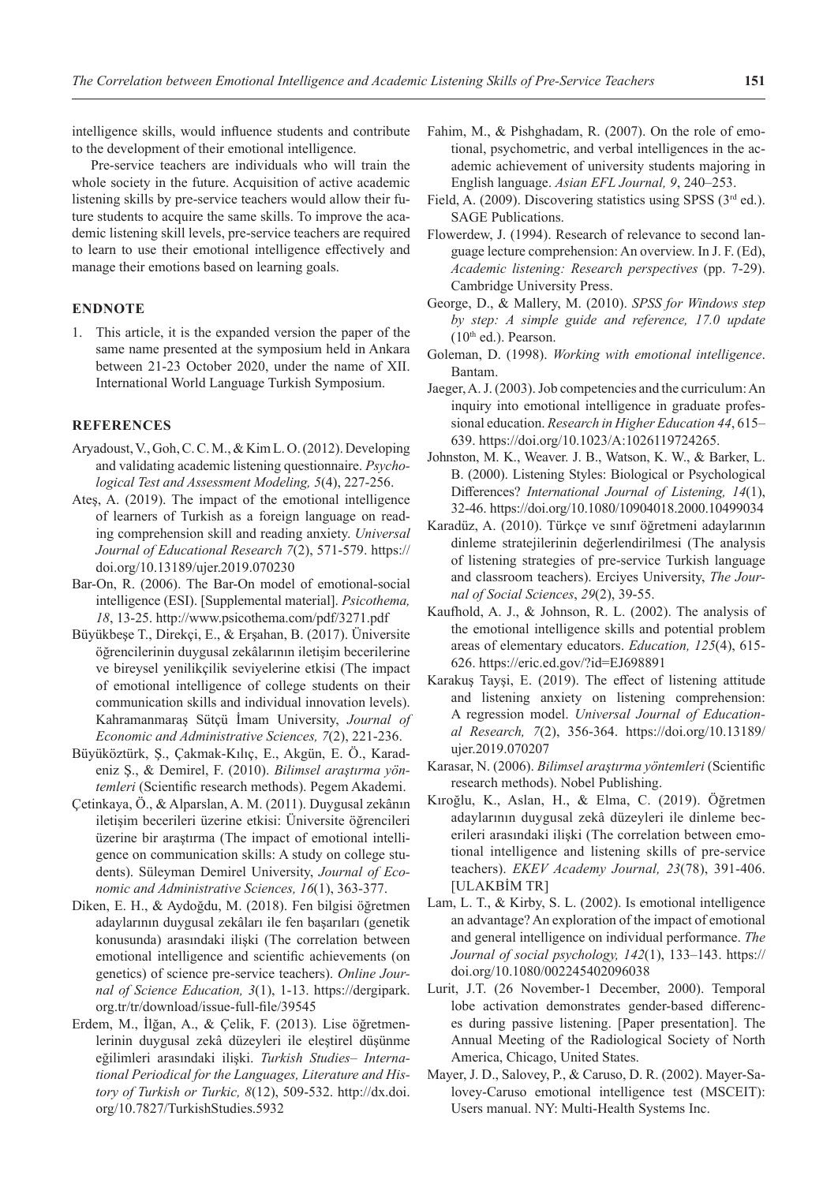intelligence skills, would influence students and contribute to the development of their emotional intelligence.

Pre-service teachers are individuals who will train the whole society in the future. Acquisition of active academic listening skills by pre-service teachers would allow their future students to acquire the same skills. To improve the academic listening skill levels, pre-service teachers are required to learn to use their emotional intelligence effectively and manage their emotions based on learning goals.

## ENDNOTE

1. This article, it is the expanded version the paper of the same name presented at the symposium held in Ankara between 21-23 October 2020, under the name of XII. International World Language Turkish Symposium.

## REFERENCES

Aryadoust, V., Goh, C. C. M., & Kim L. O. (2012). Developing and validating academic listening questionnaire. *Psychological Test and Assessment Modeling, 5*(4), 227-256.

Ateş, A. (2019). The impact of the emotional intelligence of learners of Turkish as a foreign language on reading comprehension skill and reading anxiety. *Universal Journal of Educational Research 7*(2), 571-579. https://doi.org/10.13189/ujer.2019.070230

Bar-On, R. (2006). The Bar-On model of emotional-social intelligence (ESI). [Supplemental material]. *Psicothema, 18*, 13-25. http://www.psicothema.com/pdf/3271.pdf

Büyükbeşe T., Direkçi, E., & Erşahan, B. (2017). Üniversite öğrencilerinin duygusal zekâlarının iletişim becerilerine ve bireysel yenilikçilik seviyelerine etkisi (The impact of emotional intelligence of college students on their communication skills and individual innovation levels). Kahramanmaraş Sütçü İmam University, *Journal of Economic and Administrative Sciences, 7*(2), 221-236.

Büyüköztürk, Ş., Çakmak-Kılıç, E., Akgün, E. Ö., Karadeniz Ş., & Demirel, F. (2010). *Bilimsel araştırma yöntemleri* (Scientific research methods). Pegem Akademi.

Çetinkaya, Ö., & Alparslan, A. M. (2011). Duygusal zekânın iletişim becerileri üzerine etkisi: Üniversite öğrencileri üzerine bir araştırma (The impact of emotional intelligence on communication skills: A study on college students). Süleyman Demirel University, *Journal of Economic and Administrative Sciences, 16*(1), 363-377.

Diken, E. H., & Aydoğdu, M. (2018). Fen bilgisi öğretmen adaylarının duygusal zekâları ile fen başarıları (genetik konusunda) arasındaki ilişki (The correlation between emotional intelligence and scientific achievements (on genetics) of science pre-service teachers). *Online Journal of Science Education, 3*(1), 1-13. https://dergipark.org.tr/tr/download/issue-full-file/39545

Erdem, M., İlğan, A., & Çelik, F. (2013). Lise öğretmenlerinin duygusal zekâ düzeyleri ile eleştirel düşünme eğilimleri arasındaki ilişki. *Turkish Studies– International Periodical for the Languages, Literature and History of Turkish or Turkic, 8*(12), 509-532. http://dx.doi.org/10.7827/TurkishStudies.5932

Fahim, M., & Pishghadam, R. (2007). On the role of emotional, psychometric, and verbal intelligences in the academic achievement of university students majoring in English language. *Asian EFL Journal, 9*, 240–253.

Field, A. (2009). Discovering statistics using SPSS (3rd ed.). SAGE Publications.

Flowerdew, J. (1994). Research of relevance to second language lecture comprehension: An overview. In J. F. (Ed), *Academic listening: Research perspectives* (pp. 7-29). Cambridge University Press.

George, D., & Mallery, M. (2010). *SPSS for Windows step by step: A simple guide and reference, 17.0 update* (10th ed.). Pearson.

Goleman, D. (1998). *Working with emotional intelligence*. Bantam.

Jaeger, A. J. (2003). Job competencies and the curriculum: An inquiry into emotional intelligence in graduate professional education. *Research in Higher Education 44*, 615–639. https://doi.org/10.1023/A:1026119724265.

Johnston, M. K., Weaver. J. B., Watson, K. W., & Barker, L. B. (2000). Listening Styles: Biological or Psychological Differences? *International Journal of Listening, 14*(1), 32-46. https://doi.org/10.1080/10904018.2000.10499034

Karadüz, A. (2010). Türkçe ve sınıf öğretmeni adaylarının dinleme stratejilerinin değerlendirilmesi (The analysis of listening strategies of pre-service Turkish language and classroom teachers). Erciyes University, *The Journal of Social Sciences*, *29*(2), 39-55.

Kaufhold, A. J., & Johnson, R. L. (2002). The analysis of the emotional intelligence skills and potential problem areas of elementary educators. *Education, 125*(4), 615-626. https://eric.ed.gov/?id=EJ698891

Karakuş Tayşi, E. (2019). The effect of listening attitude and listening anxiety on listening comprehension: A regression model. *Universal Journal of Educational Research, 7*(2), 356-364. https://doi.org/10.13189/ujer.2019.070207

Karasar, N. (2006). *Bilimsel araştırma yöntemleri* (Scientific research methods). Nobel Publishing.

Kıroğlu, K., Aslan, H., & Elma, C. (2019). Öğretmen adaylarının duygusal zekâ düzeyleri ile dinleme becerileri arasındaki ilişki (The correlation between emotional intelligence and listening skills of pre-service teachers). *EKEV Academy Journal, 23*(78), 391-406. [ULAKBİM TR]

Lam, L. T., & Kirby, S. L. (2002). Is emotional intelligence an advantage? An exploration of the impact of emotional and general intelligence on individual performance. *The Journal of social psychology, 142*(1), 133–143. https://doi.org/10.1080/002245402096038

Lurit, J.T. (26 November-1 December, 2000). Temporal lobe activation demonstrates gender-based differences during passive listening. [Paper presentation]. The Annual Meeting of the Radiological Society of North America, Chicago, United States.

Mayer, J. D., Salovey, P., & Caruso, D. R. (2002). Mayer-Salovey-Caruso emotional intelligence test (MSCEIT): Users manual. NY: Multi-Health Systems Inc.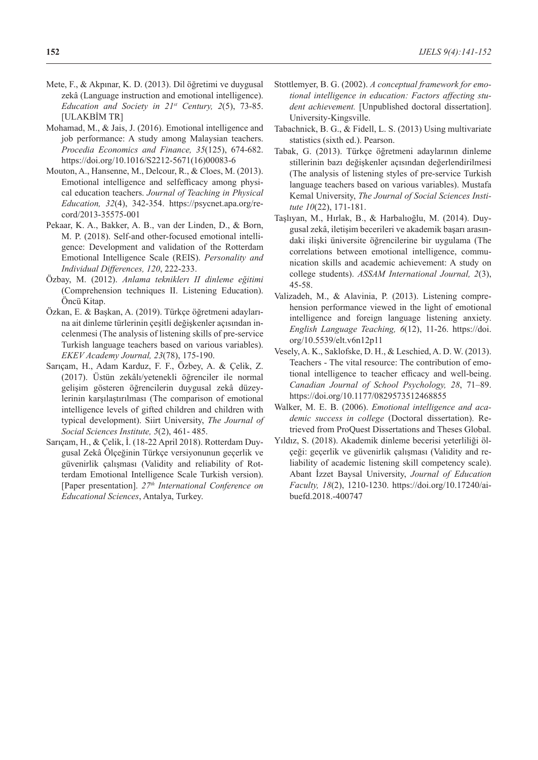Mete, F., & Akpınar, K. D. (2013). Dil öğretimi ve duygusal zekâ (Language instruction and emotional intelligence). *Education and Society in 21st Century, 2*(5), 73-85. [ULAKBİM TR]

Mohamad, M., & Jais, J. (2016). Emotional intelligence and job performance: A study among Malaysian teachers. *Procedia Economics and Finance, 35*(125), 674-682. https://doi.org/10.1016/S2212-5671(16)00083-6

Mouton, A., Hansenne, M., Delcour, R., & Cloes, M. (2013). Emotional intelligence and selfefficacy among physical education teachers. *Journal of Teaching in Physical Education, 32*(4), 342-354. https://psycnet.apa.org/record/2013-35575-001

Pekaar, K. A., Bakker, A. B., van der Linden, D., & Born, M. P. (2018). Self-and other-focused emotional intelligence: Development and validation of the Rotterdam Emotional Intelligence Scale (REIS). *Personality and Individual Differences, 120*, 222-233.

Özbay, M. (2012). *Anlama teknikleri II dinleme eğitimi* (Comprehension techniques II. Listening Education). Öncü Kitap.

Özkan, E. & Başkan, A. (2019). Türkçe öğretmeni adaylarına ait dinleme türlerinin çeşitli değişkenler açısından incelenmesi (The analysis of listening skills of pre-service Turkish language teachers based on various variables). *EKEV Academy Journal, 23*(78), 175-190.

Sarıçam, H., Adam Karduz, F. F., Özbey, A. & Çelik, Z. (2017). Üstün zekâlı/yetenekli öğrenciler ile normal gelişim gösteren öğrencilerin duygusal zekâ düzeylerinin karşılaştırılması (The comparison of emotional intelligence levels of gifted children and children with typical development). Siirt University, *The Journal of Social Sciences Institute, 5*(2), 461- 485.

Sarıçam, H., & Çelik, İ. (18-22 April 2018). Rotterdam Duygusal Zekâ Ölçeğinin Türkçe versiyonunun geçerlik ve güvenirlik çalışması (Validity and reliability of Rotterdam Emotional Intelligence Scale Turkish version). [Paper presentation]. *27th International Conference on Educational Sciences*, Antalya, Turkey.

Stottlemyer, B. G. (2002). *A conceptual framework for emotional intelligence in education: Factors affecting student achievement.* [Unpublished doctoral dissertation]. University-Kingsville.

Tabachnick, B. G., & Fidell, L. S. (2013) Using multivariate statistics (sixth ed.). Pearson.

Tabak, G. (2013). Türkçe öğretmeni adaylarının dinleme stillerinin bazı değişkenler açısından değerlendirilmesi (The analysis of listening styles of pre-service Turkish language teachers based on various variables). Mustafa Kemal University, *The Journal of Social Sciences Institute 10*(22), 171-181.

Taşlıyan, M., Hırlak, B., & Harbalıoğlu, M. (2014). Duygusal zekâ, iletişim becerileri ve akademik başarı arasındaki ilişki üniversite öğrencilerine bir uygulama (The correlations between emotional intelligence, communication skills and academic achievement: A study on college students). *ASSAM International Journal, 2*(3), 45-58.

Valizadeh, M., & Alavinia, P. (2013). Listening comprehension performance viewed in the light of emotional intelligence and foreign language listening anxiety. *English Language Teaching, 6*(12), 11-26. https://doi.org/10.5539/elt.v6n12p11

Vesely, A. K., Saklofske, D. H., & Leschied, A. D. W. (2013). Teachers - The vital resource: The contribution of emotional intelligence to teacher efficacy and well-being. *Canadian Journal of School Psychology, 28*, 71–89. https://doi.org/10.1177/0829573512468855

Walker, M. E. B. (2006). *Emotional intelligence and academic success in college* (Doctoral dissertation). Retrieved from ProQuest Dissertations and Theses Global.

Yıldız, S. (2018). Akademik dinleme becerisi yeterliliği ölçeği: geçerlik ve güvenirlik çalışması (Validity and reliability of academic listening skill competency scale). Abant İzzet Baysal University, *Journal of Education Faculty, 18*(2), 1210-1230. https://doi.org/10.17240/aibuefd.2018.-400747